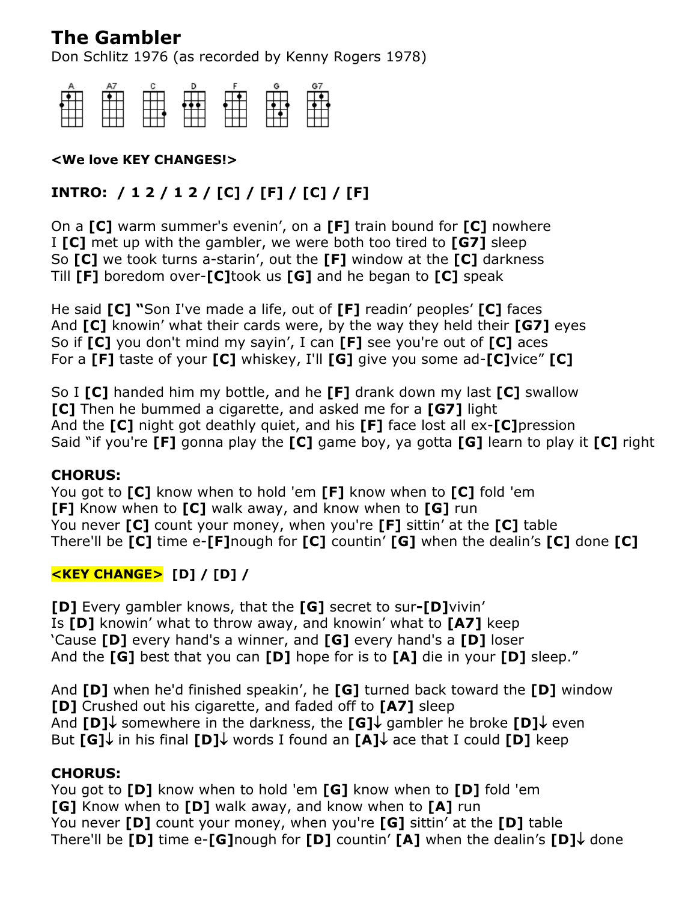# The Gambler

Don Schlitz 1976 (as recorded by Kenny Rogers 1978)

A A7 C D F G G7

**<We love KEY CHANGES!>**

**INTRO: / 1 2 / 1 2 / [C] / [F] / [C] / [F]**

On a **[C]** warm summer's evenin', on a **[F]** train bound for **[C]** nowhere
I **[C]** met up with the gambler, we were both too tired to **[G7]** sleep
So **[C]** we took turns a-starin', out the **[F]** window at the **[C]** darkness
Till **[F]** boredom over-**[C]**took us **[G]** and he began to **[C]** speak

He said **[C]** "Son I've made a life, out of **[F]** readin' peoples' **[C]** faces
And **[C]** knowin' what their cards were, by the way they held their **[G7]** eyes
So if **[C]** you don't mind my sayin', I can **[F]** see you're out of **[C]** aces
For a **[F]** taste of your **[C]** whiskey, I'll **[G]** give you some ad-**[C]**vice" **[C]**

So I **[C]** handed him my bottle, and he **[F]** drank down my last **[C]** swallow
**[C]** Then he bummed a cigarette, and asked me for a **[G7]** light
And the **[C]** night got deathly quiet, and his **[F]** face lost all ex-**[C]**pression
Said "if you're **[F]** gonna play the **[C]** game boy, ya gotta **[G]** learn to play it **[C]** right

**CHORUS:**
You got to **[C]** know when to hold 'em **[F]** know when to **[C]** fold 'em
**[F]** Know when to **[C]** walk away, and know when to **[G]** run
You never **[C]** count your money, when you're **[F]** sittin' at the **[C]** table
There'll be **[C]** time e-**[F]**nough for **[C]** countin' **[G]** when the dealin's **[C]** done **[C]**

**<KEY CHANGE>** **[D] / [D] /**

**[D]** Every gambler knows, that the **[G]** secret to sur-**[D]**vivin'
Is **[D]** knowin' what to throw away, and knowin' what to **[A7]** keep
'Cause **[D]** every hand's a winner, and **[G]** every hand's a **[D]** loser
And the **[G]** best that you can **[D]** hope for is to **[A]** die in your **[D]** sleep."

And **[D]** when he'd finished speakin', he **[G]** turned back toward the **[D]** window
**[D]** Crushed out his cigarette, and faded off to **[A7]** sleep
And **[D]**↓ somewhere in the darkness, the **[G]**↓ gambler he broke **[D]**↓ even
But **[G]**↓ in his final **[D]**↓ words I found an **[A]**↓ ace that I could **[D]** keep

**CHORUS:**
You got to **[D]** know when to hold 'em **[G]** know when to **[D]** fold 'em
**[G]** Know when to **[D]** walk away, and know when to **[A]** run
You never **[D]** count your money, when you're **[G]** sittin' at the **[D]** table
There'll be **[D]** time e-**[G]**nough for **[D]** countin' **[A]** when the dealin's **[D]**↓ done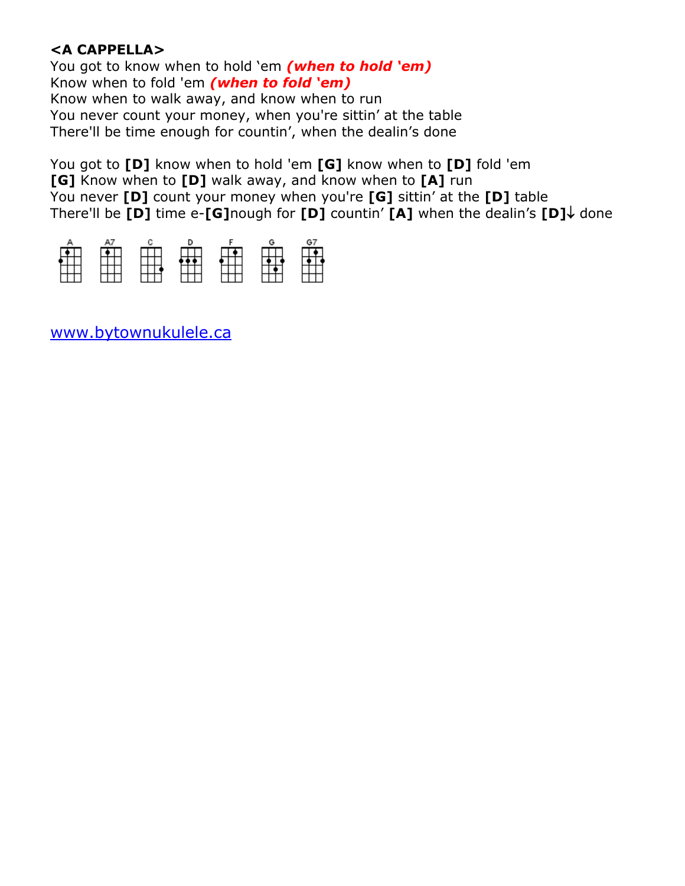**<A CAPPELLA>**
You got to know when to hold 'em ***(when to hold 'em)***
Know when to fold 'em ***(when to fold 'em)***
Know when to walk away, and know when to run
You never count your money, when you're sittin' at the table
There'll be time enough for countin', when the dealin's done

You got to **[D]** know when to hold 'em **[G]** know when to **[D]** fold 'em
**[G]** Know when to **[D]** walk away, and know when to **[A]** run
You never **[D]** count your money when you're **[G]** sittin' at the **[D]** table
There'll be **[D]** time e-**[G]**nough for **[D]** countin' **[A]** when the dealin's **[D]**↓ done

A A7 C D F G G7

www.bytownukulele.ca